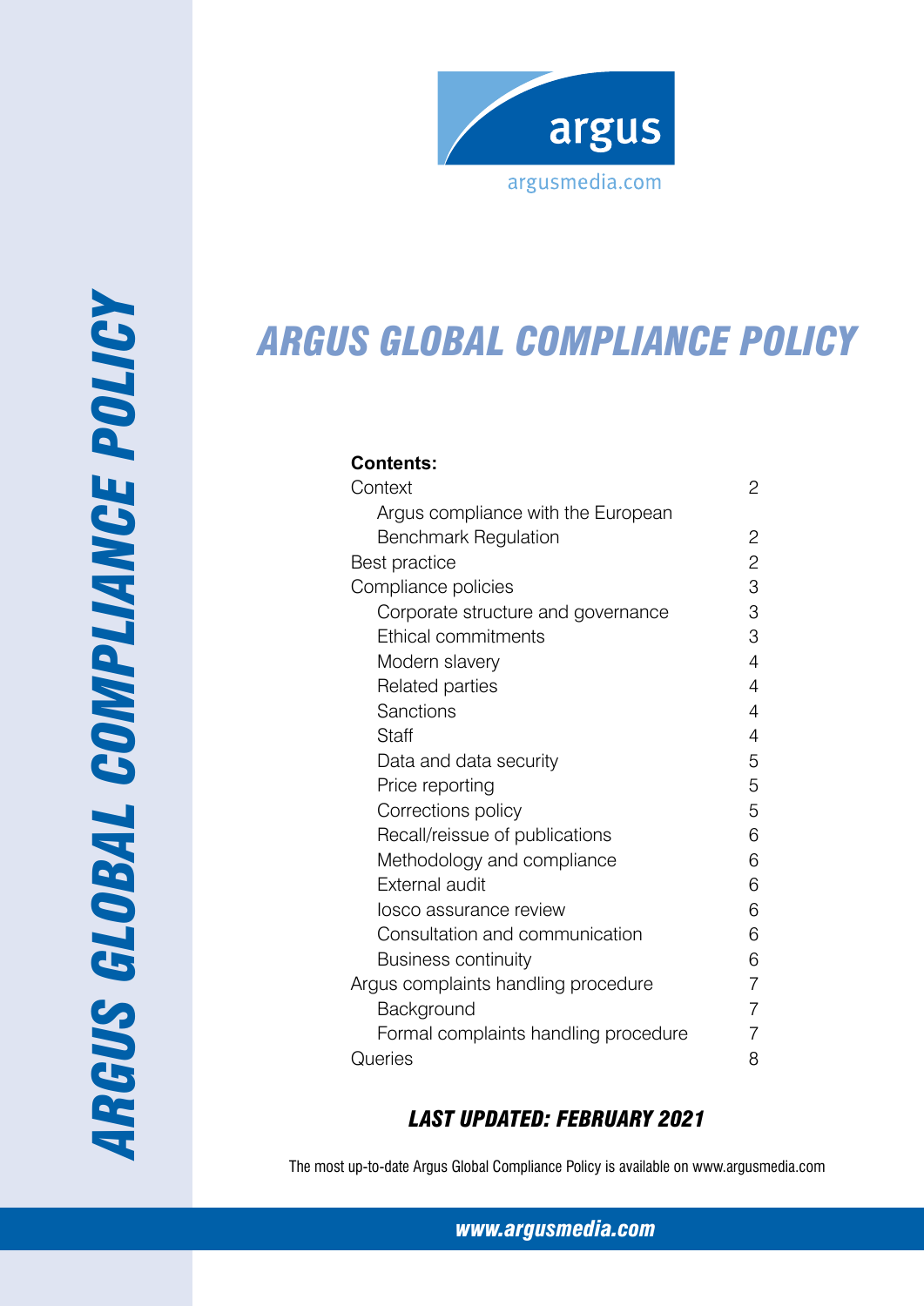argus

argusmedia.com

# ARGUS GLOBAL COMPLIANCE POLICY

**Contents:**

| | |
|---|---|
| Context | 2 |
| Argus compliance with the European Benchmark Regulation | 2 |
| Best practice | 2 |
| Compliance policies | 3 |
| Corporate structure and governance | 3 |
| Ethical commitments | 3 |
| Modern slavery | 4 |
| Related parties | 4 |
| Sanctions | 4 |
| Staff | 4 |
| Data and data security | 5 |
| Price reporting | 5 |
| Corrections policy | 5 |
| Recall/reissue of publications | 6 |
| Methodology and compliance | 6 |
| External audit | 6 |
| Iosco assurance review | 6 |
| Consultation and communication | 6 |
| Business continuity | 6 |
| Argus complaints handling procedure | 7 |
| Background | 7 |
| Formal complaints handling procedure | 7 |
| Queries | 8 |

***LAST UPDATED: FEBRUARY 2021***

The most up-to-date Argus Global Compliance Policy is available on www.argusmedia.com

***www.argusmedia.com***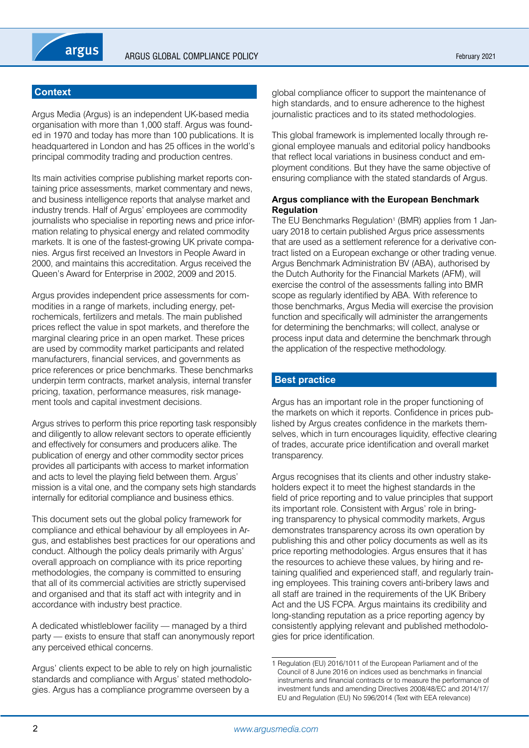## Context

Argus Media (Argus) is an independent UK-based media organisation with more than 1,000 staff. Argus was founded in 1970 and today has more than 100 publications. It is headquartered in London and has 25 offices in the world's principal commodity trading and production centres.

Its main activities comprise publishing market reports containing price assessments, market commentary and news, and business intelligence reports that analyse market and industry trends. Half of Argus' employees are commodity journalists who specialise in reporting news and price information relating to physical energy and related commodity markets. It is one of the fastest-growing UK private companies. Argus first received an Investors in People Award in 2000, and maintains this accreditation. Argus received the Queen's Award for Enterprise in 2002, 2009 and 2015.

Argus provides independent price assessments for commodities in a range of markets, including energy, petrochemicals, fertilizers and metals. The main published prices reflect the value in spot markets, and therefore the marginal clearing price in an open market. These prices are used by commodity market participants and related manufacturers, financial services, and governments as price references or price benchmarks. These benchmarks underpin term contracts, market analysis, internal transfer pricing, taxation, performance measures, risk management tools and capital investment decisions.

Argus strives to perform this price reporting task responsibly and diligently to allow relevant sectors to operate efficiently and effectively for consumers and producers alike. The publication of energy and other commodity sector prices provides all participants with access to market information and acts to level the playing field between them. Argus' mission is a vital one, and the company sets high standards internally for editorial compliance and business ethics.

This document sets out the global policy framework for compliance and ethical behaviour by all employees in Argus, and establishes best practices for our operations and conduct. Although the policy deals primarily with Argus' overall approach on compliance with its price reporting methodologies, the company is committed to ensuring that all of its commercial activities are strictly supervised and organised and that its staff act with integrity and in accordance with industry best practice.

A dedicated whistleblower facility — managed by a third party — exists to ensure that staff can anonymously report any perceived ethical concerns.

Argus' clients expect to be able to rely on high journalistic standards and compliance with Argus' stated methodologies. Argus has a compliance programme overseen by a global compliance officer to support the maintenance of high standards, and to ensure adherence to the highest journalistic practices and to its stated methodologies.

This global framework is implemented locally through regional employee manuals and editorial policy handbooks that reflect local variations in business conduct and employment conditions. But they have the same objective of ensuring compliance with the stated standards of Argus.

**Argus compliance with the European Benchmark Regulation**

The EU Benchmarks Regulation[1] (BMR) applies from 1 January 2018 to certain published Argus price assessments that are used as a settlement reference for a derivative contract listed on a European exchange or other trading venue. Argus Benchmark Administration BV (ABA), authorised by the Dutch Authority for the Financial Markets (AFM), will exercise the control of the assessments falling into BMR scope as regularly identified by ABA. With reference to those benchmarks, Argus Media will exercise the provision function and specifically will administer the arrangements for determining the benchmarks; will collect, analyse or process input data and determine the benchmark through the application of the respective methodology.

## Best practice

Argus has an important role in the proper functioning of the markets on which it reports. Confidence in prices published by Argus creates confidence in the markets themselves, which in turn encourages liquidity, effective clearing of trades, accurate price identification and overall market transparency.

Argus recognises that its clients and other industry stakeholders expect it to meet the highest standards in the field of price reporting and to value principles that support its important role. Consistent with Argus' role in bringing transparency to physical commodity markets, Argus demonstrates transparency across its own operation by publishing this and other policy documents as well as its price reporting methodologies. Argus ensures that it has the resources to achieve these values, by hiring and retaining qualified and experienced staff, and regularly training employees. This training covers anti-bribery laws and all staff are trained in the requirements of the UK Bribery Act and the US FCPA. Argus maintains its credibility and long-standing reputation as a price reporting agency by consistently applying relevant and published methodologies for price identification.

---

1 Regulation (EU) 2016/1011 of the European Parliament and of the Council of 8 June 2016 on indices used as benchmarks in financial instruments and financial contracts or to measure the performance of investment funds and amending Directives 2008/48/EC and 2014/17/EU and Regulation (EU) No 596/2014 (Text with EEA relevance)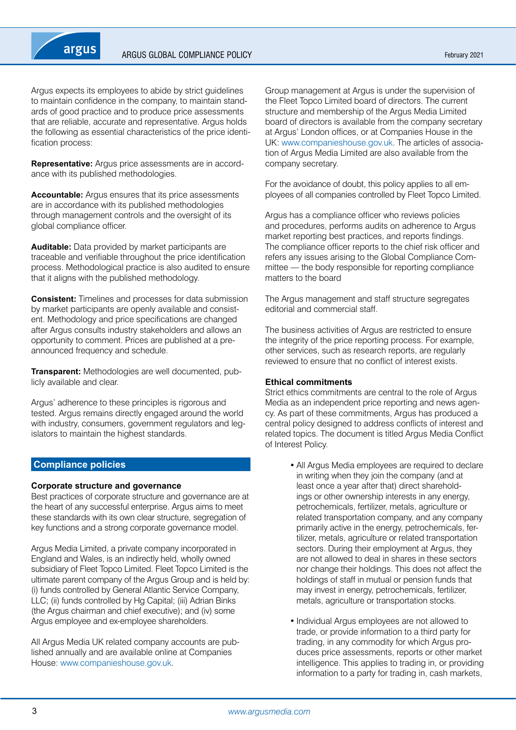Argus expects its employees to abide by strict guidelines to maintain confidence in the company, to maintain standards of good practice and to produce price assessments that are reliable, accurate and representative. Argus holds the following as essential characteristics of the price identification process:

**Representative:** Argus price assessments are in accordance with its published methodologies.

**Accountable:** Argus ensures that its price assessments are in accordance with its published methodologies through management controls and the oversight of its global compliance officer.

**Auditable:** Data provided by market participants are traceable and verifiable throughout the price identification process. Methodological practice is also audited to ensure that it aligns with the published methodology.

**Consistent:** Timelines and processes for data submission by market participants are openly available and consistent. Methodology and price specifications are changed after Argus consults industry stakeholders and allows an opportunity to comment. Prices are published at a pre-announced frequency and schedule.

**Transparent:** Methodologies are well documented, publicly available and clear.

Argus' adherence to these principles is rigorous and tested. Argus remains directly engaged around the world with industry, consumers, government regulators and legislators to maintain the highest standards.

## Compliance policies

### Corporate structure and governance

Best practices of corporate structure and governance are at the heart of any successful enterprise. Argus aims to meet these standards with its own clear structure, segregation of key functions and a strong corporate governance model.

Argus Media Limited, a private company incorporated in England and Wales, is an indirectly held, wholly owned subsidiary of Fleet Topco Limited. Fleet Topco Limited is the ultimate parent company of the Argus Group and is held by: (i) funds controlled by General Atlantic Service Company, LLC; (ii) funds controlled by Hg Capital; (iii) Adrian Binks (the Argus chairman and chief executive); and (iv) some Argus employee and ex-employee shareholders.

All Argus Media UK related company accounts are published annually and are available online at Companies House: www.companieshouse.gov.uk.

Group management at Argus is under the supervision of the Fleet Topco Limited board of directors. The current structure and membership of the Argus Media Limited board of directors is available from the company secretary at Argus' London offices, or at Companies House in the UK: www.companieshouse.gov.uk. The articles of association of Argus Media Limited are also available from the company secretary.

For the avoidance of doubt, this policy applies to all employees of all companies controlled by Fleet Topco Limited.

Argus has a compliance officer who reviews policies and procedures, performs audits on adherence to Argus market reporting best practices, and reports findings. The compliance officer reports to the chief risk officer and refers any issues arising to the Global Compliance Committee — the body responsible for reporting compliance matters to the board

The Argus management and staff structure segregates editorial and commercial staff.

The business activities of Argus are restricted to ensure the integrity of the price reporting process. For example, other services, such as research reports, are regularly reviewed to ensure that no conflict of interest exists.

### Ethical commitments

Strict ethics commitments are central to the role of Argus Media as an independent price reporting and news agency. As part of these commitments, Argus has produced a central policy designed to address conflicts of interest and related topics. The document is titled Argus Media Conflict of Interest Policy.

- All Argus Media employees are required to declare in writing when they join the company (and at least once a year after that) direct shareholdings or other ownership interests in any energy, petrochemicals, fertilizer, metals, agriculture or related transportation company, and any company primarily active in the energy, petrochemicals, fertilizer, metals, agriculture or related transportation sectors. During their employment at Argus, they are not allowed to deal in shares in these sectors nor change their holdings. This does not affect the holdings of staff in mutual or pension funds that may invest in energy, petrochemicals, fertilizer, metals, agriculture or transportation stocks.

- Individual Argus employees are not allowed to trade, or provide information to a third party for trading, in any commodity for which Argus produces price assessments, reports or other market intelligence. This applies to trading in, or providing information to a party for trading in, cash markets,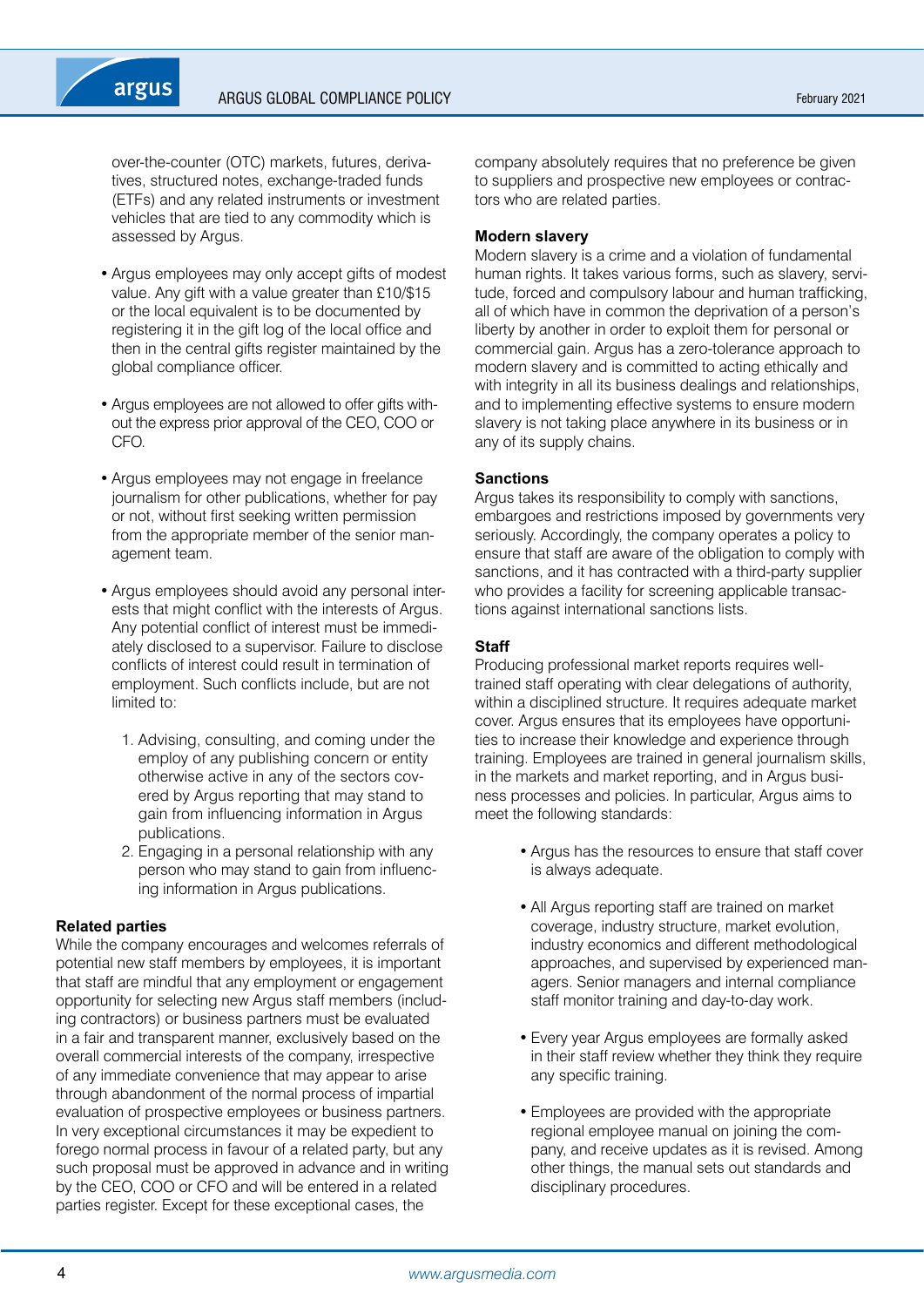over-the-counter (OTC) markets, futures, derivatives, structured notes, exchange-traded funds (ETFs) and any related instruments or investment vehicles that are tied to any commodity which is assessed by Argus.

- Argus employees may only accept gifts of modest value. Any gift with a value greater than £10/$15 or the local equivalent is to be documented by registering it in the gift log of the local office and then in the central gifts register maintained by the global compliance officer.

- Argus employees are not allowed to offer gifts without the express prior approval of the CEO, COO or CFO.

- Argus employees may not engage in freelance journalism for other publications, whether for pay or not, without first seeking written permission from the appropriate member of the senior management team.

- Argus employees should avoid any personal interests that might conflict with the interests of Argus. Any potential conflict of interest must be immediately disclosed to a supervisor. Failure to disclose conflicts of interest could result in termination of employment. Such conflicts include, but are not limited to:

  1. Advising, consulting, and coming under the employ of any publishing concern or entity otherwise active in any of the sectors covered by Argus reporting that may stand to gain from influencing information in Argus publications.
  2. Engaging in a personal relationship with any person who may stand to gain from influencing information in Argus publications.

**Related parties**

While the company encourages and welcomes referrals of potential new staff members by employees, it is important that staff are mindful that any employment or engagement opportunity for selecting new Argus staff members (including contractors) or business partners must be evaluated in a fair and transparent manner, exclusively based on the overall commercial interests of the company, irrespective of any immediate convenience that may appear to arise through abandonment of the normal process of impartial evaluation of prospective employees or business partners. In very exceptional circumstances it may be expedient to forego normal process in favour of a related party, but any such proposal must be approved in advance and in writing by the CEO, COO or CFO and will be entered in a related parties register. Except for these exceptional cases, the company absolutely requires that no preference be given to suppliers and prospective new employees or contractors who are related parties.

**Modern slavery**

Modern slavery is a crime and a violation of fundamental human rights. It takes various forms, such as slavery, servitude, forced and compulsory labour and human trafficking, all of which have in common the deprivation of a person's liberty by another in order to exploit them for personal or commercial gain. Argus has a zero-tolerance approach to modern slavery and is committed to acting ethically and with integrity in all its business dealings and relationships, and to implementing effective systems to ensure modern slavery is not taking place anywhere in its business or in any of its supply chains.

**Sanctions**

Argus takes its responsibility to comply with sanctions, embargoes and restrictions imposed by governments very seriously. Accordingly, the company operates a policy to ensure that staff are aware of the obligation to comply with sanctions, and it has contracted with a third-party supplier who provides a facility for screening applicable transactions against international sanctions lists.

**Staff**

Producing professional market reports requires well-trained staff operating with clear delegations of authority, within a disciplined structure. It requires adequate market cover. Argus ensures that its employees have opportunities to increase their knowledge and experience through training. Employees are trained in general journalism skills, in the markets and market reporting, and in Argus business processes and policies. In particular, Argus aims to meet the following standards:

- Argus has the resources to ensure that staff cover is always adequate.

- All Argus reporting staff are trained on market coverage, industry structure, market evolution, industry economics and different methodological approaches, and supervised by experienced managers. Senior managers and internal compliance staff monitor training and day-to-day work.

- Every year Argus employees are formally asked in their staff review whether they think they require any specific training.

- Employees are provided with the appropriate regional employee manual on joining the company, and receive updates as it is revised. Among other things, the manual sets out standards and disciplinary procedures.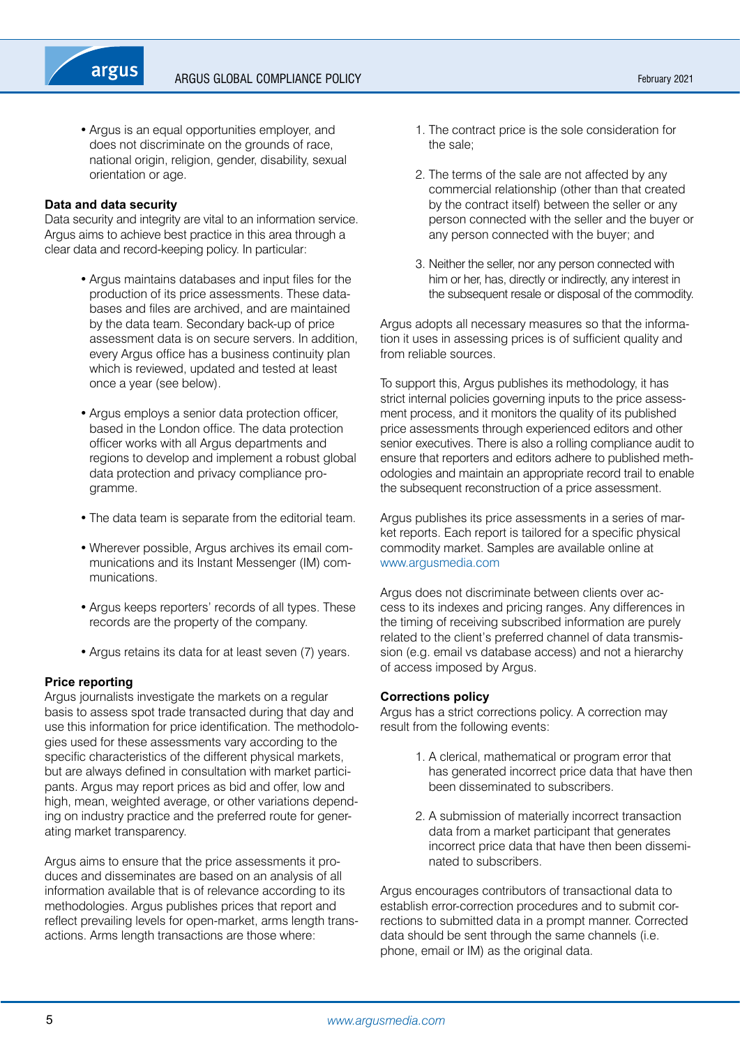- Argus is an equal opportunities employer, and does not discriminate on the grounds of race, national origin, religion, gender, disability, sexual orientation or age.

**Data and data security**

Data security and integrity are vital to an information service. Argus aims to achieve best practice in this area through a clear data and record-keeping policy. In particular:

- Argus maintains databases and input files for the production of its price assessments. These databases and files are archived, and are maintained by the data team. Secondary back-up of price assessment data is on secure servers. In addition, every Argus office has a business continuity plan which is reviewed, updated and tested at least once a year (see below).
- Argus employs a senior data protection officer, based in the London office. The data protection officer works with all Argus departments and regions to develop and implement a robust global data protection and privacy compliance programme.
- The data team is separate from the editorial team.
- Wherever possible, Argus archives its email communications and its Instant Messenger (IM) communications.
- Argus keeps reporters' records of all types. These records are the property of the company.
- Argus retains its data for at least seven (7) years.

**Price reporting**

Argus journalists investigate the markets on a regular basis to assess spot trade transacted during that day and use this information for price identification. The methodologies used for these assessments vary according to the specific characteristics of the different physical markets, but are always defined in consultation with market participants. Argus may report prices as bid and offer, low and high, mean, weighted average, or other variations depending on industry practice and the preferred route for generating market transparency.

Argus aims to ensure that the price assessments it produces and disseminates are based on an analysis of all information available that is of relevance according to its methodologies. Argus publishes prices that report and reflect prevailing levels for open-market, arms length transactions. Arms length transactions are those where:

1. The contract price is the sole consideration for the sale;
2. The terms of the sale are not affected by any commercial relationship (other than that created by the contract itself) between the seller or any person connected with the seller and the buyer or any person connected with the buyer; and
3. Neither the seller, nor any person connected with him or her, has, directly or indirectly, any interest in the subsequent resale or disposal of the commodity.

Argus adopts all necessary measures so that the information it uses in assessing prices is of sufficient quality and from reliable sources.

To support this, Argus publishes its methodology, it has strict internal policies governing inputs to the price assessment process, and it monitors the quality of its published price assessments through experienced editors and other senior executives. There is also a rolling compliance audit to ensure that reporters and editors adhere to published methodologies and maintain an appropriate record trail to enable the subsequent reconstruction of a price assessment.

Argus publishes its price assessments in a series of market reports. Each report is tailored for a specific physical commodity market. Samples are available online at www.argusmedia.com

Argus does not discriminate between clients over access to its indexes and pricing ranges. Any differences in the timing of receiving subscribed information are purely related to the client's preferred channel of data transmission (e.g. email vs database access) and not a hierarchy of access imposed by Argus.

**Corrections policy**

Argus has a strict corrections policy. A correction may result from the following events:

1. A clerical, mathematical or program error that has generated incorrect price data that have then been disseminated to subscribers.
2. A submission of materially incorrect transaction data from a market participant that generates incorrect price data that have then been disseminated to subscribers.

Argus encourages contributors of transactional data to establish error-correction procedures and to submit corrections to submitted data in a prompt manner. Corrected data should be sent through the same channels (i.e. phone, email or IM) as the original data.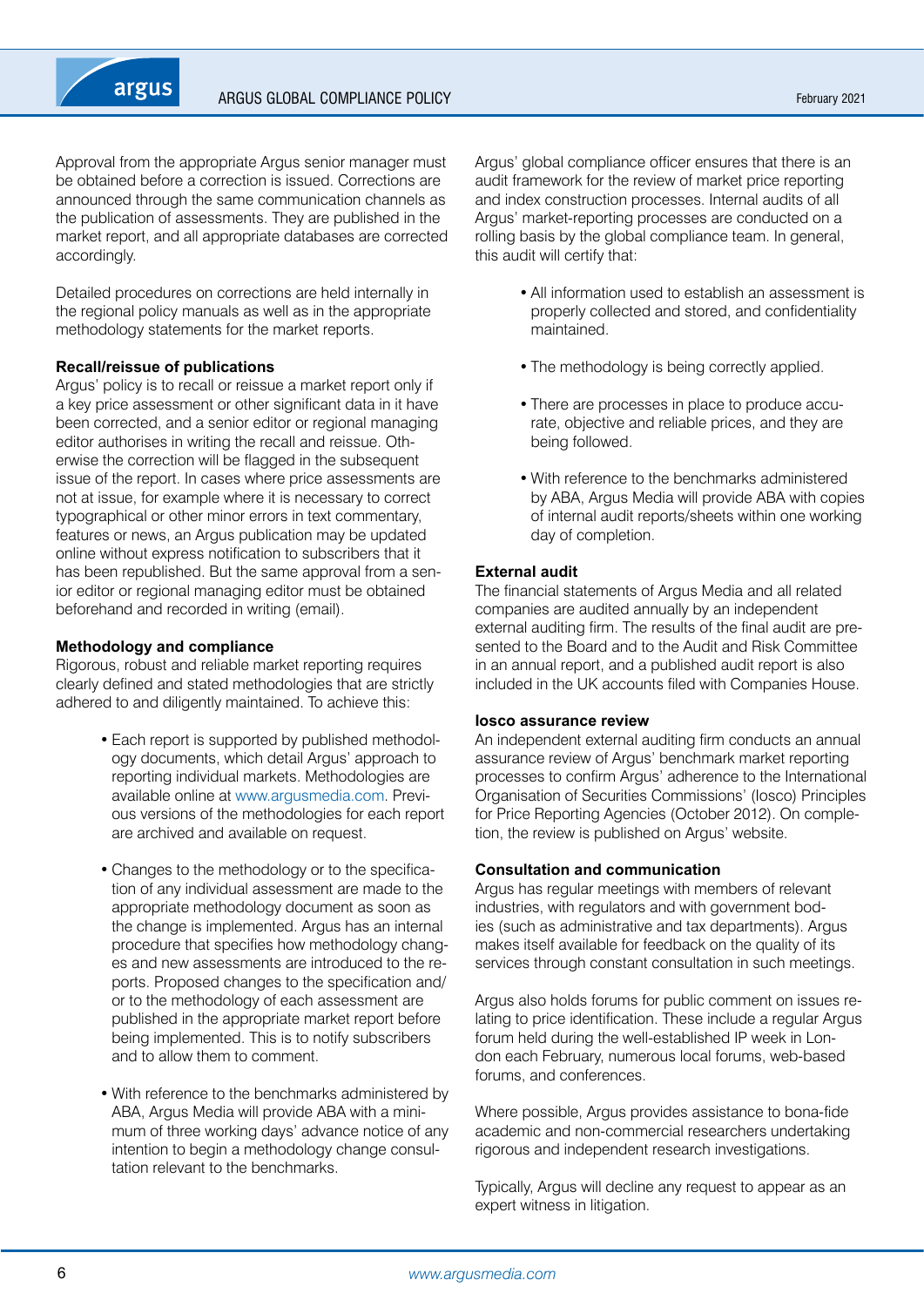Approval from the appropriate Argus senior manager must be obtained before a correction is issued. Corrections are announced through the same communication channels as the publication of assessments. They are published in the market report, and all appropriate databases are corrected accordingly.

Detailed procedures on corrections are held internally in the regional policy manuals as well as in the appropriate methodology statements for the market reports.

**Recall/reissue of publications**

Argus' policy is to recall or reissue a market report only if a key price assessment or other significant data in it have been corrected, and a senior editor or regional managing editor authorises in writing the recall and reissue. Otherwise the correction will be flagged in the subsequent issue of the report. In cases where price assessments are not at issue, for example where it is necessary to correct typographical or other minor errors in text commentary, features or news, an Argus publication may be updated online without express notification to subscribers that it has been republished. But the same approval from a senior editor or regional managing editor must be obtained beforehand and recorded in writing (email).

**Methodology and compliance**

Rigorous, robust and reliable market reporting requires clearly defined and stated methodologies that are strictly adhered to and diligently maintained. To achieve this:

- Each report is supported by published methodology documents, which detail Argus' approach to reporting individual markets. Methodologies are available online at www.argusmedia.com. Previous versions of the methodologies for each report are archived and available on request.
- Changes to the methodology or to the specification of any individual assessment are made to the appropriate methodology document as soon as the change is implemented. Argus has an internal procedure that specifies how methodology changes and new assessments are introduced to the reports. Proposed changes to the specification and/or to the methodology of each assessment are published in the appropriate market report before being implemented. This is to notify subscribers and to allow them to comment.
- With reference to the benchmarks administered by ABA, Argus Media will provide ABA with a minimum of three working days' advance notice of any intention to begin a methodology change consultation relevant to the benchmarks.

Argus' global compliance officer ensures that there is an audit framework for the review of market price reporting and index construction processes. Internal audits of all Argus' market-reporting processes are conducted on a rolling basis by the global compliance team. In general, this audit will certify that:

- All information used to establish an assessment is properly collected and stored, and confidentiality maintained.
- The methodology is being correctly applied.
- There are processes in place to produce accurate, objective and reliable prices, and they are being followed.
- With reference to the benchmarks administered by ABA, Argus Media will provide ABA with copies of internal audit reports/sheets within one working day of completion.

**External audit**

The financial statements of Argus Media and all related companies are audited annually by an independent external auditing firm. The results of the final audit are presented to the Board and to the Audit and Risk Committee in an annual report, and a published audit report is also included in the UK accounts filed with Companies House.

**Iosco assurance review**

An independent external auditing firm conducts an annual assurance review of Argus' benchmark market reporting processes to confirm Argus' adherence to the International Organisation of Securities Commissions' (Iosco) Principles for Price Reporting Agencies (October 2012). On completion, the review is published on Argus' website.

**Consultation and communication**

Argus has regular meetings with members of relevant industries, with regulators and with government bodies (such as administrative and tax departments). Argus makes itself available for feedback on the quality of its services through constant consultation in such meetings.

Argus also holds forums for public comment on issues relating to price identification. These include a regular Argus forum held during the well-established IP week in London each February, numerous local forums, web-based forums, and conferences.

Where possible, Argus provides assistance to bona-fide academic and non-commercial researchers undertaking rigorous and independent research investigations.

Typically, Argus will decline any request to appear as an expert witness in litigation.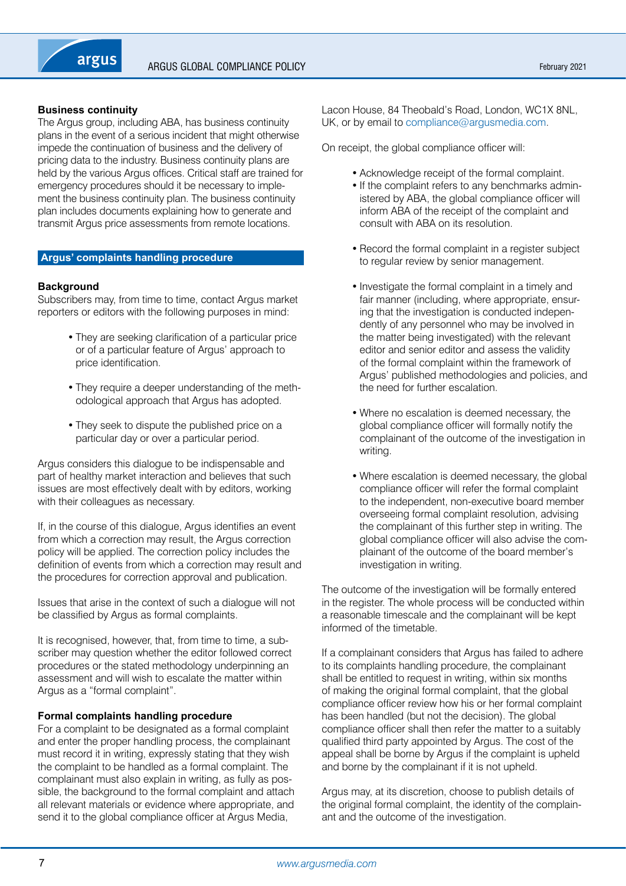### Business continuity

The Argus group, including ABA, has business continuity plans in the event of a serious incident that might otherwise impede the continuation of business and the delivery of pricing data to the industry. Business continuity plans are held by the various Argus offices. Critical staff are trained for emergency procedures should it be necessary to implement the business continuity plan. The business continuity plan includes documents explaining how to generate and transmit Argus price assessments from remote locations.

## Argus' complaints handling procedure

### Background

Subscribers may, from time to time, contact Argus market reporters or editors with the following purposes in mind:

- They are seeking clarification of a particular price or of a particular feature of Argus' approach to price identification.
- They require a deeper understanding of the methodological approach that Argus has adopted.
- They seek to dispute the published price on a particular day or over a particular period.

Argus considers this dialogue to be indispensable and part of healthy market interaction and believes that such issues are most effectively dealt with by editors, working with their colleagues as necessary.

If, in the course of this dialogue, Argus identifies an event from which a correction may result, the Argus correction policy will be applied. The correction policy includes the definition of events from which a correction may result and the procedures for correction approval and publication.

Issues that arise in the context of such a dialogue will not be classified by Argus as formal complaints.

It is recognised, however, that, from time to time, a subscriber may question whether the editor followed correct procedures or the stated methodology underpinning an assessment and will wish to escalate the matter within Argus as a "formal complaint".

### Formal complaints handling procedure

For a complaint to be designated as a formal complaint and enter the proper handling process, the complainant must record it in writing, expressly stating that they wish the complaint to be handled as a formal complaint. The complainant must also explain in writing, as fully as possible, the background to the formal complaint and attach all relevant materials or evidence where appropriate, and send it to the global compliance officer at Argus Media, Lacon House, 84 Theobald's Road, London, WC1X 8NL, UK, or by email to compliance@argusmedia.com.

On receipt, the global compliance officer will:

- Acknowledge receipt of the formal complaint.
- If the complaint refers to any benchmarks administered by ABA, the global compliance officer will inform ABA of the receipt of the complaint and consult with ABA on its resolution.
- Record the formal complaint in a register subject to regular review by senior management.
- Investigate the formal complaint in a timely and fair manner (including, where appropriate, ensuring that the investigation is conducted independently of any personnel who may be involved in the matter being investigated) with the relevant editor and senior editor and assess the validity of the formal complaint within the framework of Argus' published methodologies and policies, and the need for further escalation.
- Where no escalation is deemed necessary, the global compliance officer will formally notify the complainant of the outcome of the investigation in writing.
- Where escalation is deemed necessary, the global compliance officer will refer the formal complaint to the independent, non-executive board member overseeing formal complaint resolution, advising the complainant of this further step in writing. The global compliance officer will also advise the complainant of the outcome of the board member's investigation in writing.

The outcome of the investigation will be formally entered in the register. The whole process will be conducted within a reasonable timescale and the complainant will be kept informed of the timetable.

If a complainant considers that Argus has failed to adhere to its complaints handling procedure, the complainant shall be entitled to request in writing, within six months of making the original formal complaint, that the global compliance officer review how his or her formal complaint has been handled (but not the decision). The global compliance officer shall then refer the matter to a suitably qualified third party appointed by Argus. The cost of the appeal shall be borne by Argus if the complaint is upheld and borne by the complainant if it is not upheld.

Argus may, at its discretion, choose to publish details of the original formal complaint, the identity of the complainant and the outcome of the investigation.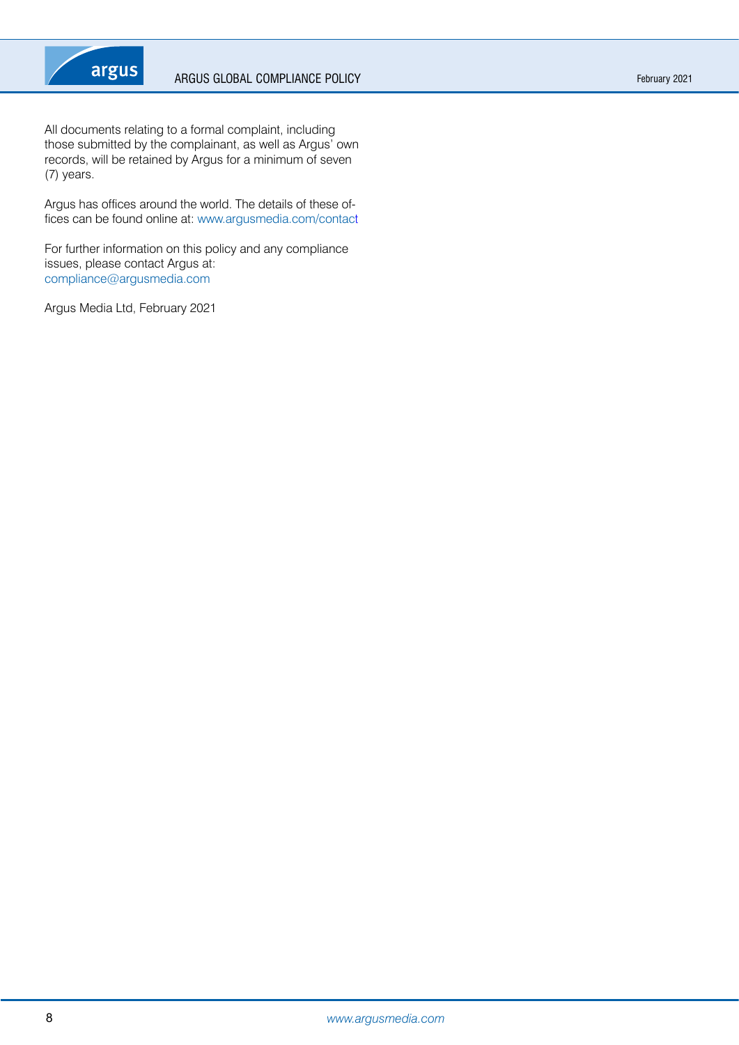All documents relating to a formal complaint, including those submitted by the complainant, as well as Argus' own records, will be retained by Argus for a minimum of seven (7) years.

Argus has offices around the world. The details of these offices can be found online at: www.argusmedia.com/contact

For further information on this policy and any compliance issues, please contact Argus at: compliance@argusmedia.com

Argus Media Ltd, February 2021